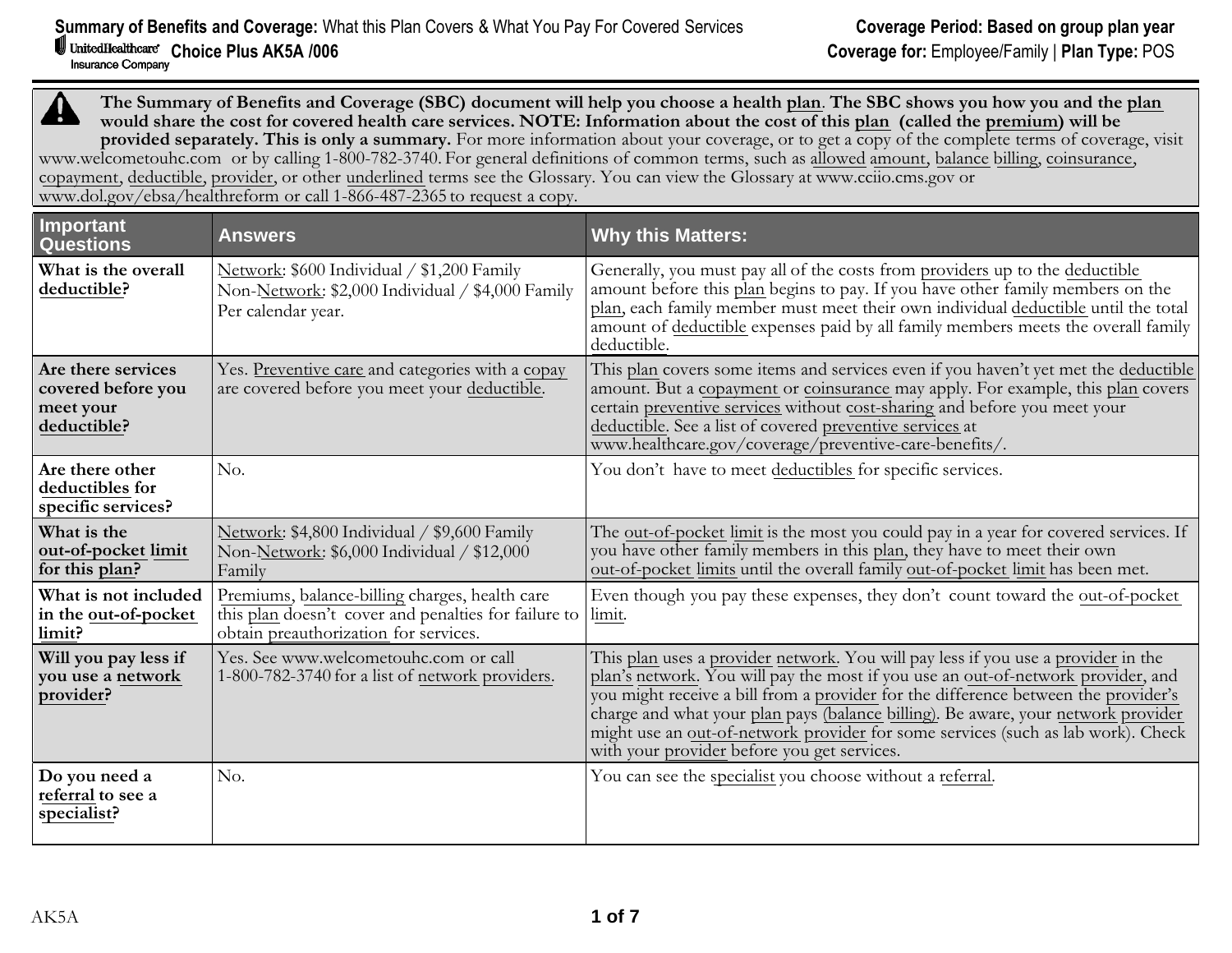**Summary of Benefits and Coverage:** What this Plan Covers & What You Pay For Covered Services

UnitedHealthcare Insurance Company **Choice Plus AK5A /006**

**Coverage Period: Based on group plan year**

**Coverage for:** Employee/Family | **Plan Type:** POS

**The Summary of Benefits and Coverage (SBC) document will help you choose a health plan. The SBC shows you how you and the plan would share the cost for covered health care services. NOTE: Information about the cost of this plan (called the premium) will be provided separately. This is only a summary.** For more information about your coverage, or to get a copy of the complete terms of coverage, visit www.welcometouhc.com or by calling 1-800-782-3740. For general definitions of common terms, such as allowed amount, balance billing, coinsurance, copayment, deductible, provider, or other underlined terms see the Glossary. You can view the Glossary at www.cciio.cms.gov or www.dol.gov/ebsa/healthreform or call 1-866-487-2365 to request a copy.

| Important Questions | Answers | Why this Matters: |
|---|---|---|
| **What is the overall deductible?** | Network: $600 Individual / $1,200 Family<br>Non-Network: $2,000 Individual / $4,000 Family<br>Per calendar year. | Generally, you must pay all of the costs from providers up to the deductible amount before this plan begins to pay. If you have other family members on the plan, each family member must meet their own individual deductible until the total amount of deductible expenses paid by all family members meets the overall family deductible. |
| **Are there services covered before you meet your deductible?** | Yes. Preventive care and categories with a copay are covered before you meet your deductible. | This plan covers some items and services even if you haven't yet met the deductible amount. But a copayment or coinsurance may apply. For example, this plan covers certain preventive services without cost-sharing and before you meet your deductible. See a list of covered preventive services at www.healthcare.gov/coverage/preventive-care-benefits/. |
| **Are there other deductibles for specific services?** | No. | You don't have to meet deductibles for specific services. |
| **What is the out-of-pocket limit for this plan?** | Network: $4,800 Individual / $9,600 Family<br>Non-Network: $6,000 Individual / $12,000 Family | The out-of-pocket limit is the most you could pay in a year for covered services. If you have other family members in this plan, they have to meet their own out-of-pocket limits until the overall family out-of-pocket limit has been met. |
| **What is not included in the out-of-pocket limit?** | Premiums, balance-billing charges, health care this plan doesn't cover and penalties for failure to obtain preauthorization for services. | Even though you pay these expenses, they don't count toward the out-of-pocket limit. |
| **Will you pay less if you use a network provider?** | Yes. See www.welcometouhc.com or call 1-800-782-3740 for a list of network providers. | This plan uses a provider network. You will pay less if you use a provider in the plan's network. You will pay the most if you use an out-of-network provider, and you might receive a bill from a provider for the difference between the provider's charge and what your plan pays (balance billing). Be aware, your network provider might use an out-of-network provider for some services (such as lab work). Check with your provider before you get services. |
| **Do you need a referral to see a specialist?** | No. | You can see the specialist you choose without a referral. |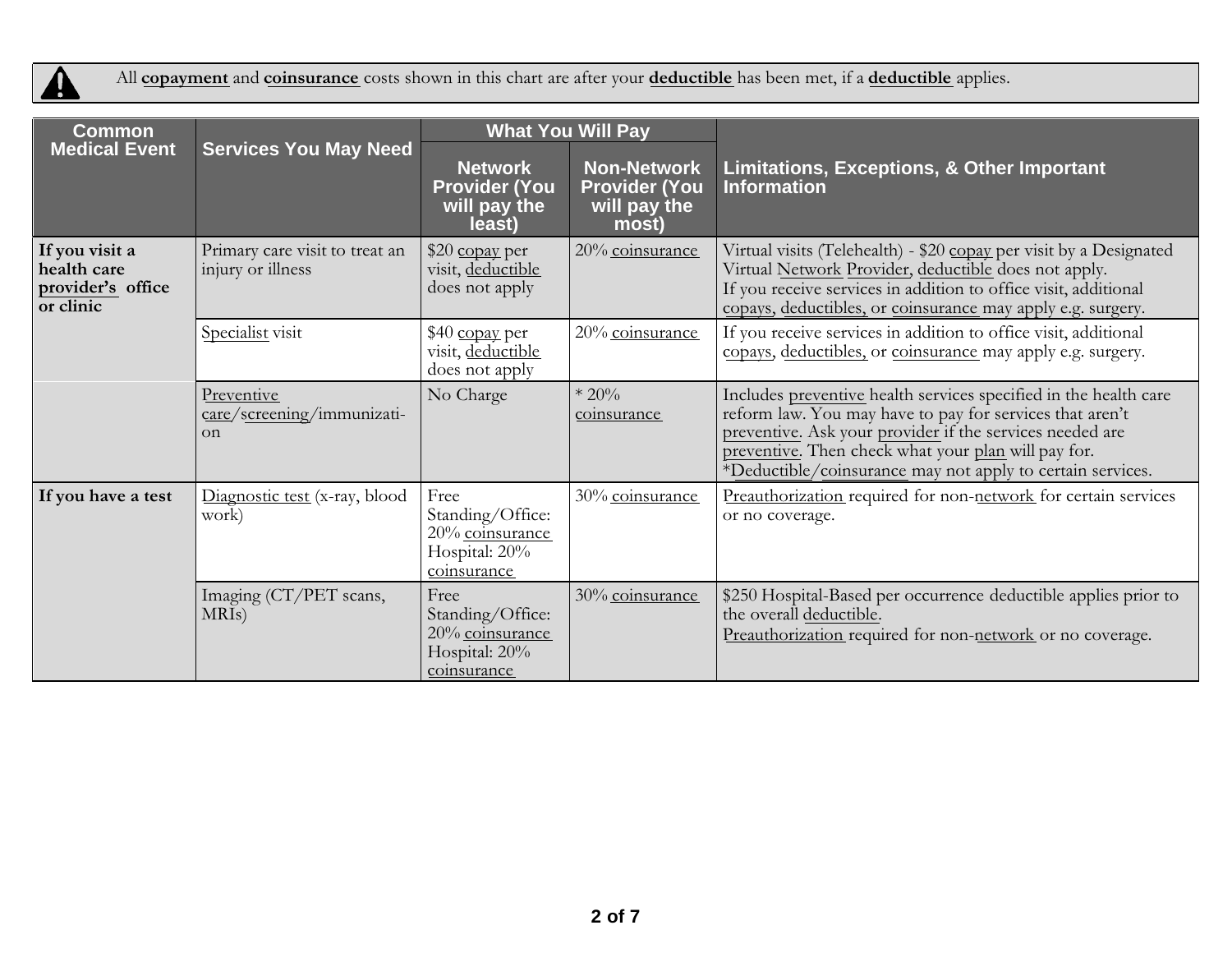All **copayment** and **coinsurance** costs shown in this chart are after your **deductible** has been met, if a **deductible** applies.

| Common Medical Event | Services You May Need | What You Will Pay | | Limitations, Exceptions, & Other Important Information |
|---|---|---|---|---|
| | | Network Provider (You will pay the least) | Non-Network Provider (You will pay the most) | |
| **If you visit a health care provider's office or clinic** | Primary care visit to treat an injury or illness | $20 copay per visit, deductible does not apply | 20% coinsurance | Virtual visits (Telehealth) - $20 copay per visit by a Designated Virtual Network Provider, deductible does not apply. If you receive services in addition to office visit, additional copays, deductibles, or coinsurance may apply e.g. surgery. |
| | Specialist visit | $40 copay per visit, deductible does not apply | 20% coinsurance | If you receive services in addition to office visit, additional copays, deductibles, or coinsurance may apply e.g. surgery. |
| | Preventive care/screening/immunization | No Charge | * 20% coinsurance | Includes preventive health services specified in the health care reform law. You may have to pay for services that aren't preventive. Ask your provider if the services needed are preventive. Then check what your plan will pay for. *Deductible/coinsurance may not apply to certain services. |
| **If you have a test** | Diagnostic test (x-ray, blood work) | Free Standing/Office: 20% coinsurance Hospital: 20% coinsurance | 30% coinsurance | Preauthorization required for non-network for certain services or no coverage. |
| | Imaging (CT/PET scans, MRIs) | Free Standing/Office: 20% coinsurance Hospital: 20% coinsurance | 30% coinsurance | $250 Hospital-Based per occurrence deductible applies prior to the overall deductible. Preauthorization required for non-network or no coverage. |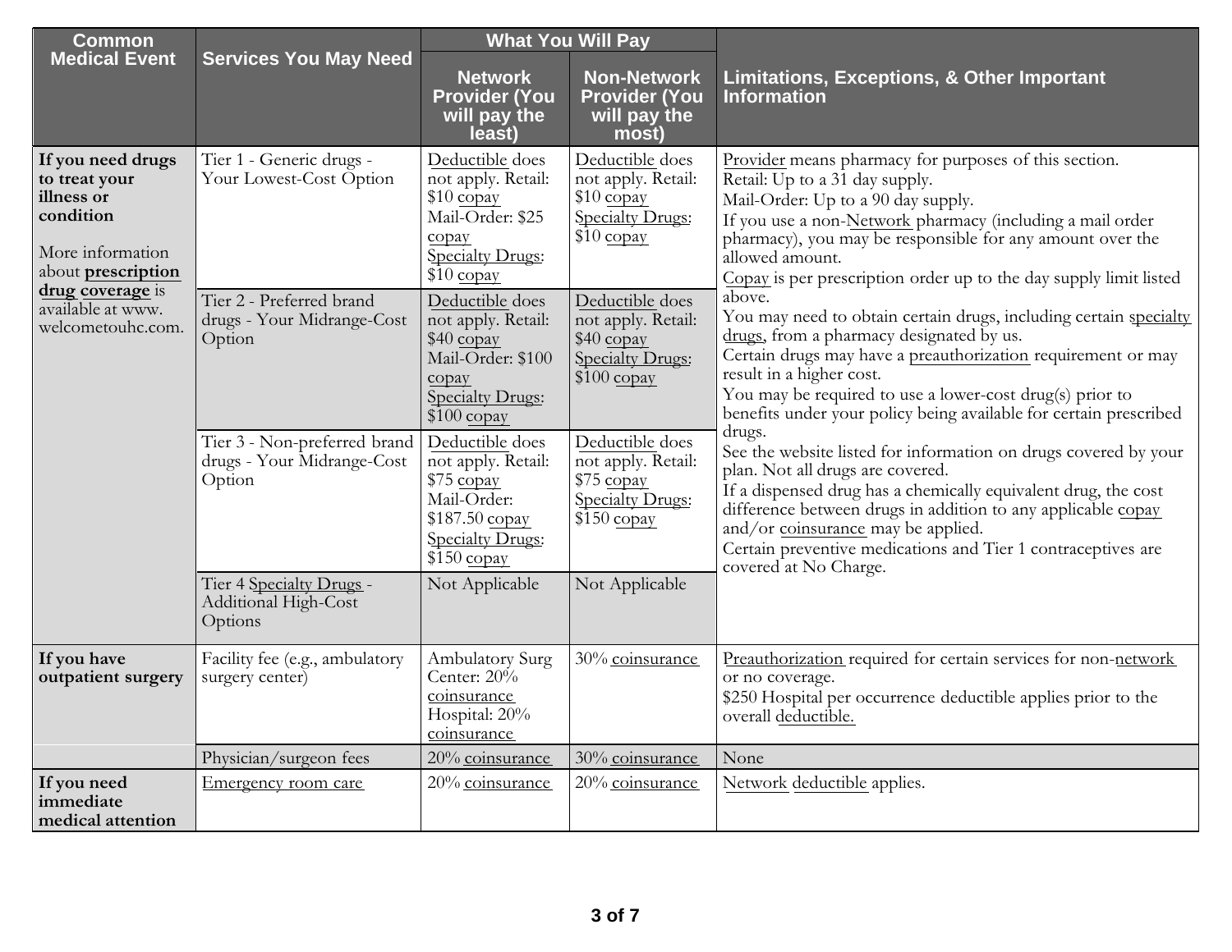| Common Medical Event | Services You May Need | What You Will Pay | | Limitations, Exceptions, & Other Important Information |
|---|---|---|---|---|
| | | Network Provider (You will pay the least) | Non-Network Provider (You will pay the most) | |
| **If you need drugs to treat your illness or condition**<br><br>More information about **prescription drug coverage** is available at www. welcometouhc.com. | Tier 1 - Generic drugs - Your Lowest-Cost Option | Deductible does not apply. Retail: $10 copay Mail-Order: $25 copay Specialty Drugs: $10 copay | Deductible does not apply. Retail: $10 copay Specialty Drugs: $10 copay | Provider means pharmacy for purposes of this section.<br>Retail: Up to a 31 day supply.<br>Mail-Order: Up to a 90 day supply.<br>If you use a non-Network pharmacy (including a mail order pharmacy), you may be responsible for any amount over the allowed amount.<br>Copay is per prescription order up to the day supply limit listed above.<br>You may need to obtain certain drugs, including certain specialty drugs, from a pharmacy designated by us.<br>Certain drugs may have a preauthorization requirement or may result in a higher cost.<br>You may be required to use a lower-cost drug(s) prior to benefits under your policy being available for certain prescribed drugs.<br>See the website listed for information on drugs covered by your plan. Not all drugs are covered.<br>If a dispensed drug has a chemically equivalent drug, the cost difference between drugs in addition to any applicable copay and/or coinsurance may be applied.<br>Certain preventive medications and Tier 1 contraceptives are covered at No Charge. |
| | Tier 2 - Preferred brand drugs - Your Midrange-Cost Option | Deductible does not apply. Retail: $40 copay Mail-Order: $100 copay Specialty Drugs: $100 copay | Deductible does not apply. Retail: $40 copay Specialty Drugs: $100 copay | |
| | Tier 3 - Non-preferred brand drugs - Your Midrange-Cost Option | Deductible does not apply. Retail: $75 copay Mail-Order: $187.50 copay Specialty Drugs: $150 copay | Deductible does not apply. Retail: $75 copay Specialty Drugs: $150 copay | |
| | Tier 4 Specialty Drugs - Additional High-Cost Options | Not Applicable | Not Applicable | |
| **If you have outpatient surgery** | Facility fee (e.g., ambulatory surgery center) | Ambulatory Surg Center: 20% coinsurance Hospital: 20% coinsurance | 30% coinsurance | Preauthorization required for certain services for non-network or no coverage.<br>$250 Hospital per occurrence deductible applies prior to the overall deductible. |
| | Physician/surgeon fees | 20% coinsurance | 30% coinsurance | None |
| **If you need immediate medical attention** | Emergency room care | 20% coinsurance | 20% coinsurance | Network deductible applies. |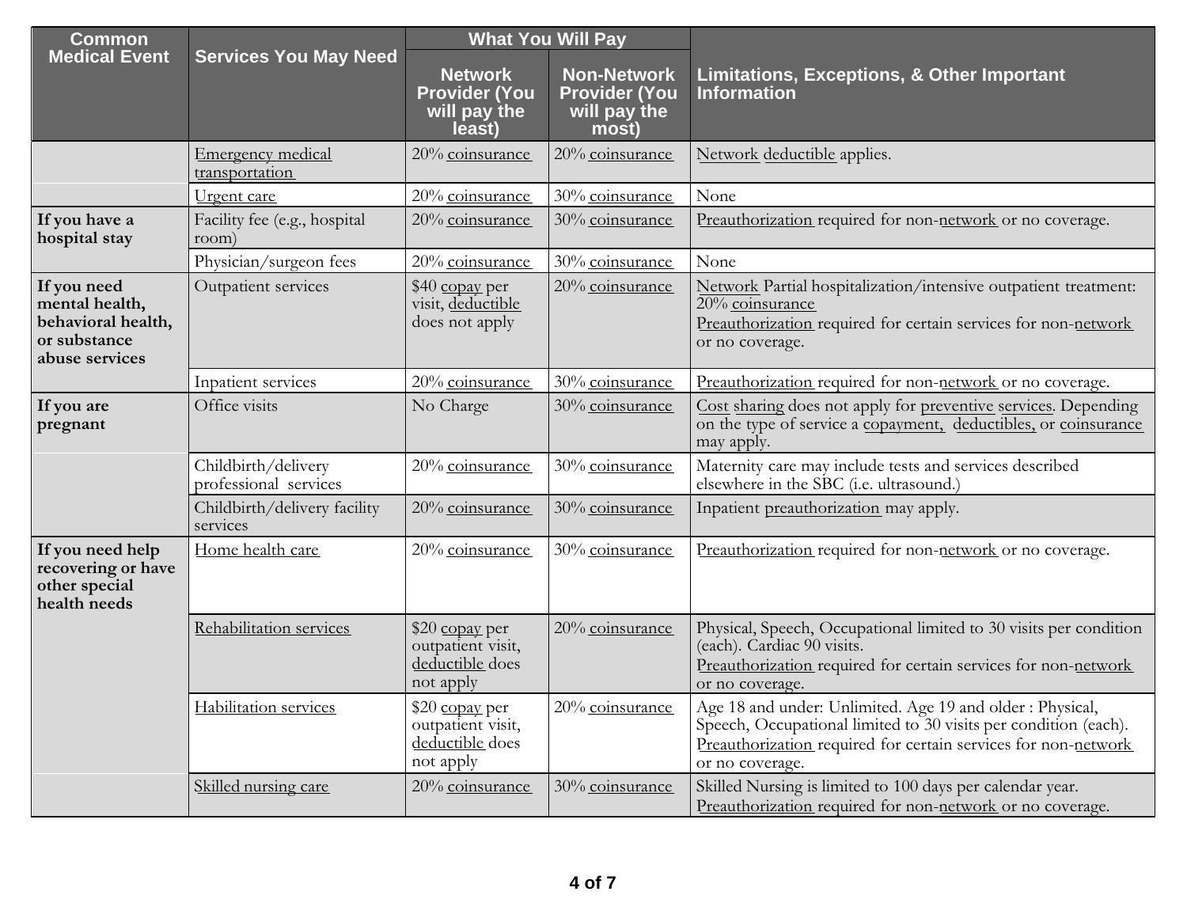| Common Medical Event | Services You May Need | What You Will Pay | | Limitations, Exceptions, & Other Important Information |
|---|---|---|---|---|
| | | Network Provider (You will pay the least) | Non-Network Provider (You will pay the most) | |
| | Emergency medical transportation | 20% coinsurance | 20% coinsurance | Network deductible applies. |
| | Urgent care | 20% coinsurance | 30% coinsurance | None |
| **If you have a hospital stay** | Facility fee (e.g., hospital room) | 20% coinsurance | 30% coinsurance | Preauthorization required for non-network or no coverage. |
| | Physician/surgeon fees | 20% coinsurance | 30% coinsurance | None |
| **If you need mental health, behavioral health, or substance abuse services** | Outpatient services | $40 copay per visit, deductible does not apply | 20% coinsurance | Network Partial hospitalization/intensive outpatient treatment: 20% coinsurance<br>Preauthorization required for certain services for non-network or no coverage. |
| | Inpatient services | 20% coinsurance | 30% coinsurance | Preauthorization required for non-network or no coverage. |
| **If you are pregnant** | Office visits | No Charge | 30% coinsurance | Cost sharing does not apply for preventive services. Depending on the type of service a copayment, deductibles, or coinsurance may apply. |
| | Childbirth/delivery professional services | 20% coinsurance | 30% coinsurance | Maternity care may include tests and services described elsewhere in the SBC (i.e. ultrasound.) |
| | Childbirth/delivery facility services | 20% coinsurance | 30% coinsurance | Inpatient preauthorization may apply. |
| **If you need help recovering or have other special health needs** | Home health care | 20% coinsurance | 30% coinsurance | Preauthorization required for non-network or no coverage. |
| | Rehabilitation services | $20 copay per outpatient visit, deductible does not apply | 20% coinsurance | Physical, Speech, Occupational limited to 30 visits per condition (each). Cardiac 90 visits.<br>Preauthorization required for certain services for non-network or no coverage. |
| | Habilitation services | $20 copay per outpatient visit, deductible does not apply | 20% coinsurance | Age 18 and under: Unlimited. Age 19 and older : Physical, Speech, Occupational limited to 30 visits per condition (each).<br>Preauthorization required for certain services for non-network or no coverage. |
| | Skilled nursing care | 20% coinsurance | 30% coinsurance | Skilled Nursing is limited to 100 days per calendar year.<br>Preauthorization required for non-network or no coverage. |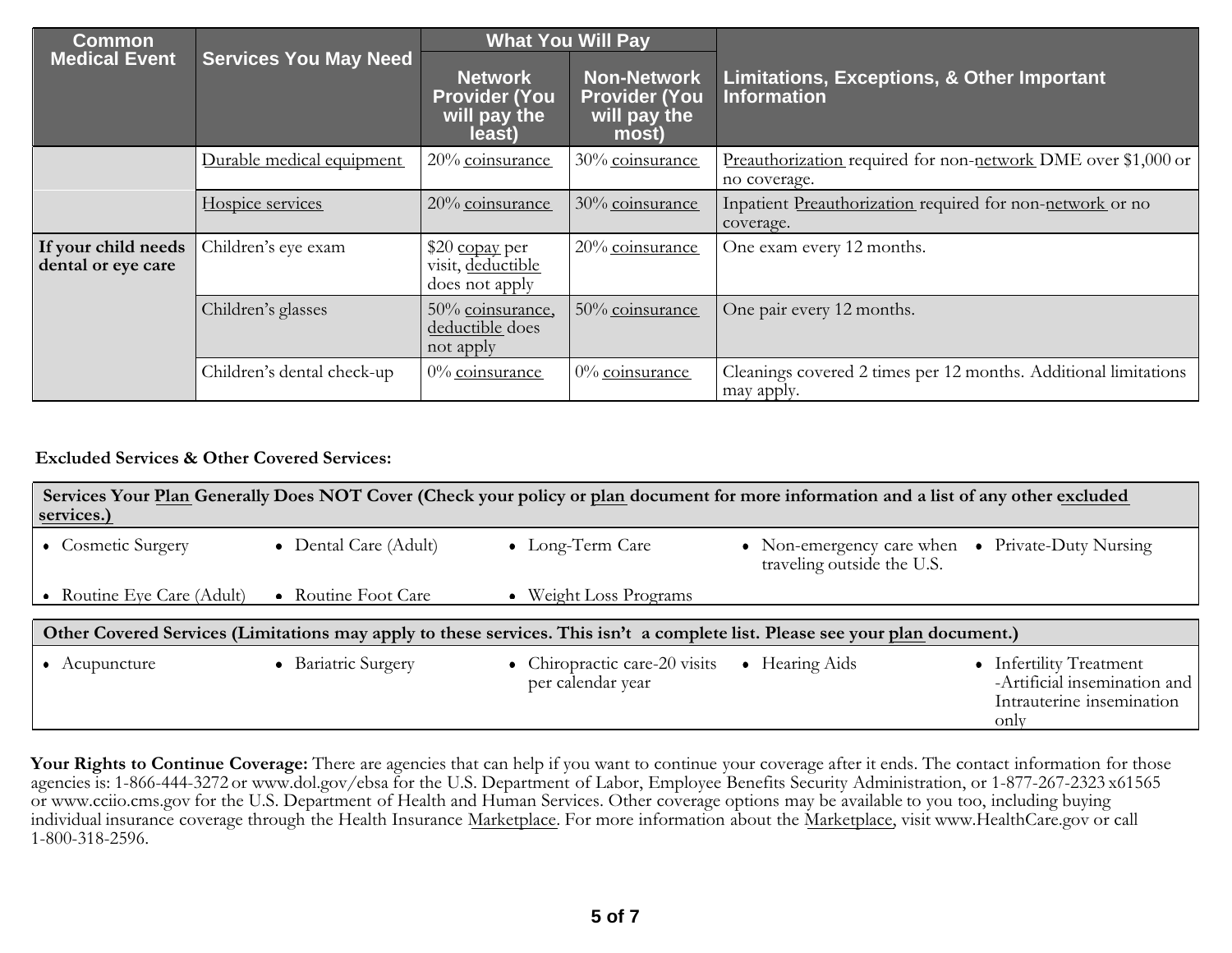| Common Medical Event | Services You May Need | What You Will Pay | | Limitations, Exceptions, & Other Important Information |
|---|---|---|---|---|
| | | Network Provider (You will pay the least) | Non-Network Provider (You will pay the most) | |
| | Durable medical equipment | 20% coinsurance | 30% coinsurance | Preauthorization required for non-network DME over $1,000 or no coverage. |
| | Hospice services | 20% coinsurance | 30% coinsurance | Inpatient Preauthorization required for non-network or no coverage. |
| **If your child needs dental or eye care** | Children's eye exam | $20 copay per visit, deductible does not apply | 20% coinsurance | One exam every 12 months. |
| | Children's glasses | 50% coinsurance, deductible does not apply | 50% coinsurance | One pair every 12 months. |
| | Children's dental check-up | 0% coinsurance | 0% coinsurance | Cleanings covered 2 times per 12 months. Additional limitations may apply. |

**Excluded Services & Other Covered Services:**

**Services Your Plan Generally Does NOT Cover (Check your policy or plan document for more information and a list of any other excluded services.)**

- Cosmetic Surgery
- Dental Care (Adult)
- Long-Term Care
- Non-emergency care when traveling outside the U.S.
- Private-Duty Nursing
- Routine Eye Care (Adult)
- Routine Foot Care
- Weight Loss Programs

**Other Covered Services (Limitations may apply to these services. This isn't a complete list. Please see your plan document.)**

- Acupuncture
- Bariatric Surgery
- Chiropractic care-20 visits per calendar year
- Hearing Aids
- Infertility Treatment -Artificial insemination and Intrauterine insemination only

**Your Rights to Continue Coverage:** There are agencies that can help if you want to continue your coverage after it ends. The contact information for those agencies is: 1-866-444-3272 or www.dol.gov/ebsa for the U.S. Department of Labor, Employee Benefits Security Administration, or 1-877-267-2323 x61565 or www.cciio.cms.gov for the U.S. Department of Health and Human Services. Other coverage options may be available to you too, including buying individual insurance coverage through the Health Insurance Marketplace. For more information about the Marketplace, visit www.HealthCare.gov or call 1-800-318-2596.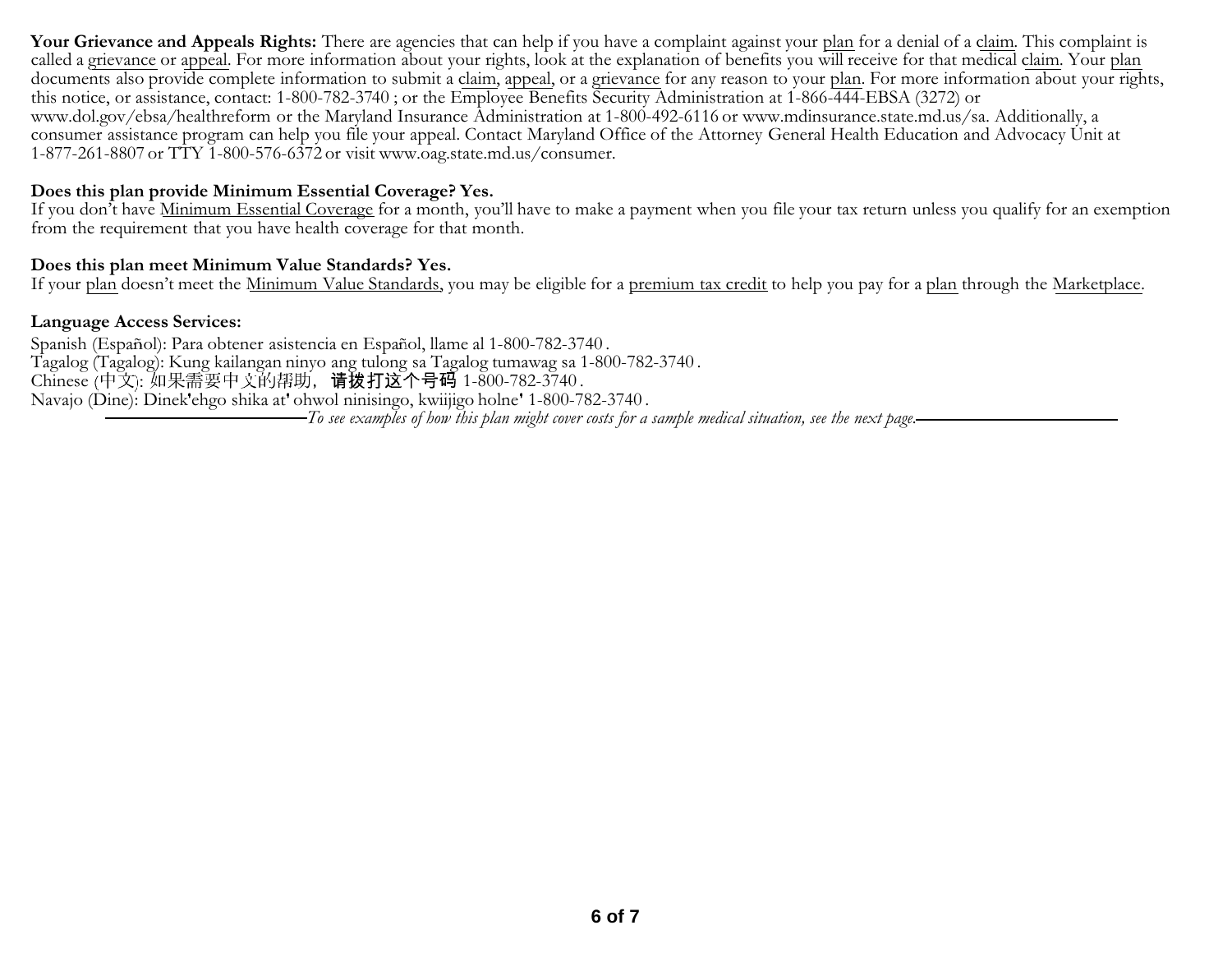**Your Grievance and Appeals Rights:** There are agencies that can help if you have a complaint against your plan for a denial of a claim. This complaint is called a grievance or appeal. For more information about your rights, look at the explanation of benefits you will receive for that medical claim. Your plan documents also provide complete information to submit a claim, appeal, or a grievance for any reason to your plan. For more information about your rights, this notice, or assistance, contact: 1-800-782-3740 ; or the Employee Benefits Security Administration at 1-866-444-EBSA (3272) or www.dol.gov/ebsa/healthreform or the Maryland Insurance Administration at 1-800-492-6116 or www.mdinsurance.state.md.us/sa. Additionally, a consumer assistance program can help you file your appeal. Contact Maryland Office of the Attorney General Health Education and Advocacy Unit at 1-877-261-8807 or TTY 1-800-576-6372 or visit www.oag.state.md.us/consumer.

**Does this plan provide Minimum Essential Coverage? Yes.**
If you don't have Minimum Essential Coverage for a month, you'll have to make a payment when you file your tax return unless you qualify for an exemption from the requirement that you have health coverage for that month.

**Does this plan meet Minimum Value Standards? Yes.**
If your plan doesn't meet the Minimum Value Standards, you may be eligible for a premium tax credit to help you pay for a plan through the Marketplace.

**Language Access Services:**

Spanish (Español): Para obtener asistencia en Español, llame al 1-800-782-3740 .
Tagalog (Tagalog): Kung kailangan ninyo ang tulong sa Tagalog tumawag sa 1-800-782-3740 .
Chinese (中文): 如果需要中文的帮助，请拨打这个号码 1-800-782-3740 .
Navajo (Dine): Dinek'ehgo shika at' ohwol ninisingo, kwiijigo holne' 1-800-782-3740 .

*To see examples of how this plan might cover costs for a sample medical situation, see the next page.*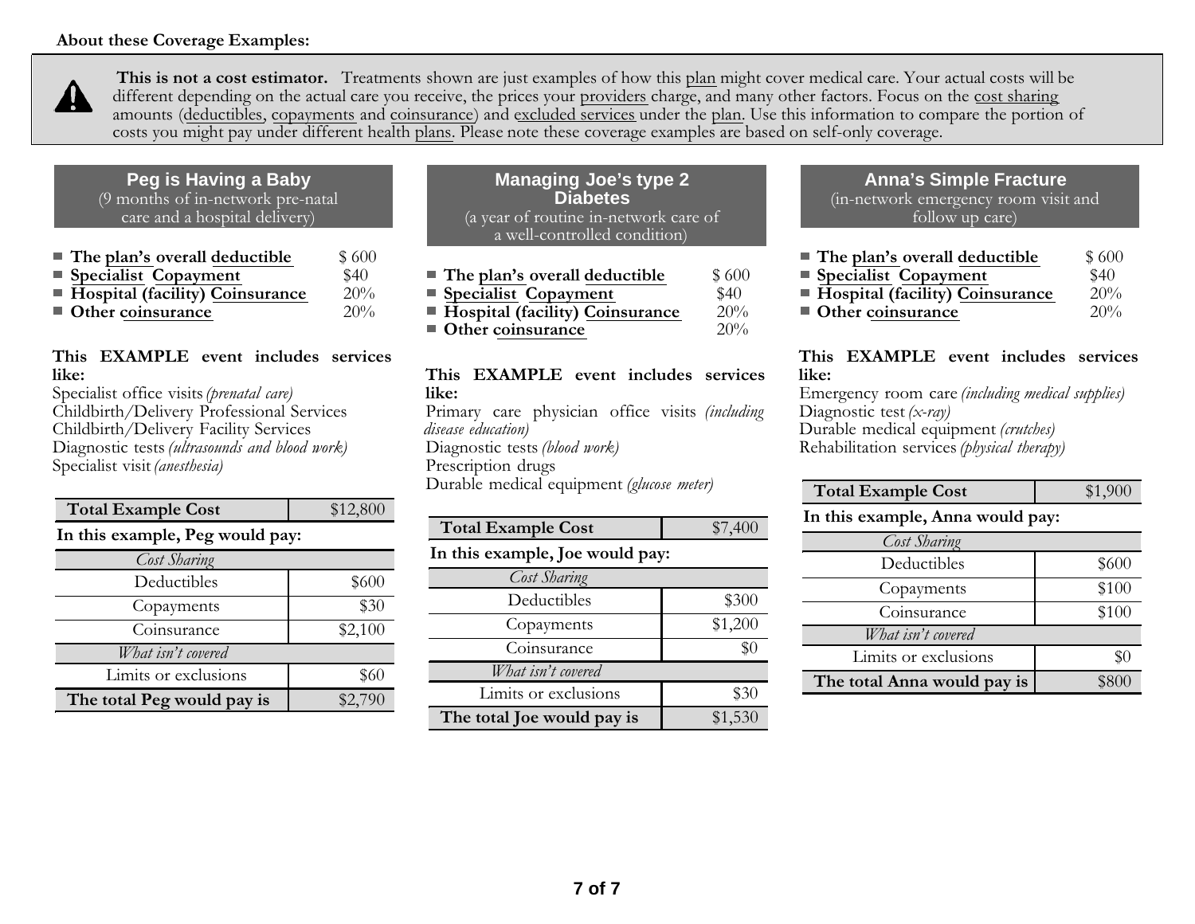**About these Coverage Examples:**

**This is not a cost estimator.** Treatments shown are just examples of how this plan might cover medical care. Your actual costs will be different depending on the actual care you receive, the prices your providers charge, and many other factors. Focus on the cost sharing amounts (deductibles, copayments and coinsurance) and excluded services under the plan. Use this information to compare the portion of costs you might pay under different health plans. Please note these coverage examples are based on self-only coverage.

## Peg is Having a Baby

(9 months of in-network pre-natal care and a hospital delivery)

- **The plan's overall deductible** $ 600
- **Specialist Copayment** $40
- **Hospital (facility) Coinsurance** 20%
- **Other coinsurance** 20%

**This EXAMPLE event includes services like:**

Specialist office visits *(prenatal care)*
Childbirth/Delivery Professional Services
Childbirth/Delivery Facility Services
Diagnostic tests *(ultrasounds and blood work)*
Specialist visit *(anesthesia)*

| **Total Example Cost** | $12,800 |
|---|---|
| **In this example, Peg would pay:** | |
| *Cost Sharing* | |
| Deductibles | $600 |
| Copayments | $30 |
| Coinsurance | $2,100 |
| *What isn't covered* | |
| Limits or exclusions | $60 |
| **The total Peg would pay is** | $2,790 |

## Managing Joe's type 2 Diabetes

(a year of routine in-network care of a well-controlled condition)

- **The plan's overall deductible** $ 600
- **Specialist Copayment** $40
- **Hospital (facility) Coinsurance** 20%
- **Other coinsurance** 20%

**This EXAMPLE event includes services like:**

Primary care physician office visits *(including disease education)*
Diagnostic tests *(blood work)*
Prescription drugs
Durable medical equipment *(glucose meter)*

| **Total Example Cost** | $7,400 |
|---|---|
| **In this example, Joe would pay:** | |
| *Cost Sharing* | |
| Deductibles | $300 |
| Copayments | $1,200 |
| Coinsurance | $0 |
| *What isn't covered* | |
| Limits or exclusions | $30 |
| **The total Joe would pay is** | $1,530 |

## Anna's Simple Fracture

(in-network emergency room visit and follow up care)

- **The plan's overall deductible** $ 600
- **Specialist Copayment** $40
- **Hospital (facility) Coinsurance** 20%
- **Other coinsurance** 20%

**This EXAMPLE event includes services like:**

Emergency room care *(including medical supplies)*
Diagnostic test *(x-ray)*
Durable medical equipment *(crutches)*
Rehabilitation services *(physical therapy)*

| **Total Example Cost** | $1,900 |
|---|---|
| **In this example, Anna would pay:** | |
| *Cost Sharing* | |
| Deductibles | $600 |
| Copayments | $100 |
| Coinsurance | $100 |
| *What isn't covered* | |
| Limits or exclusions | $0 |
| **The total Anna would pay is** | $800 |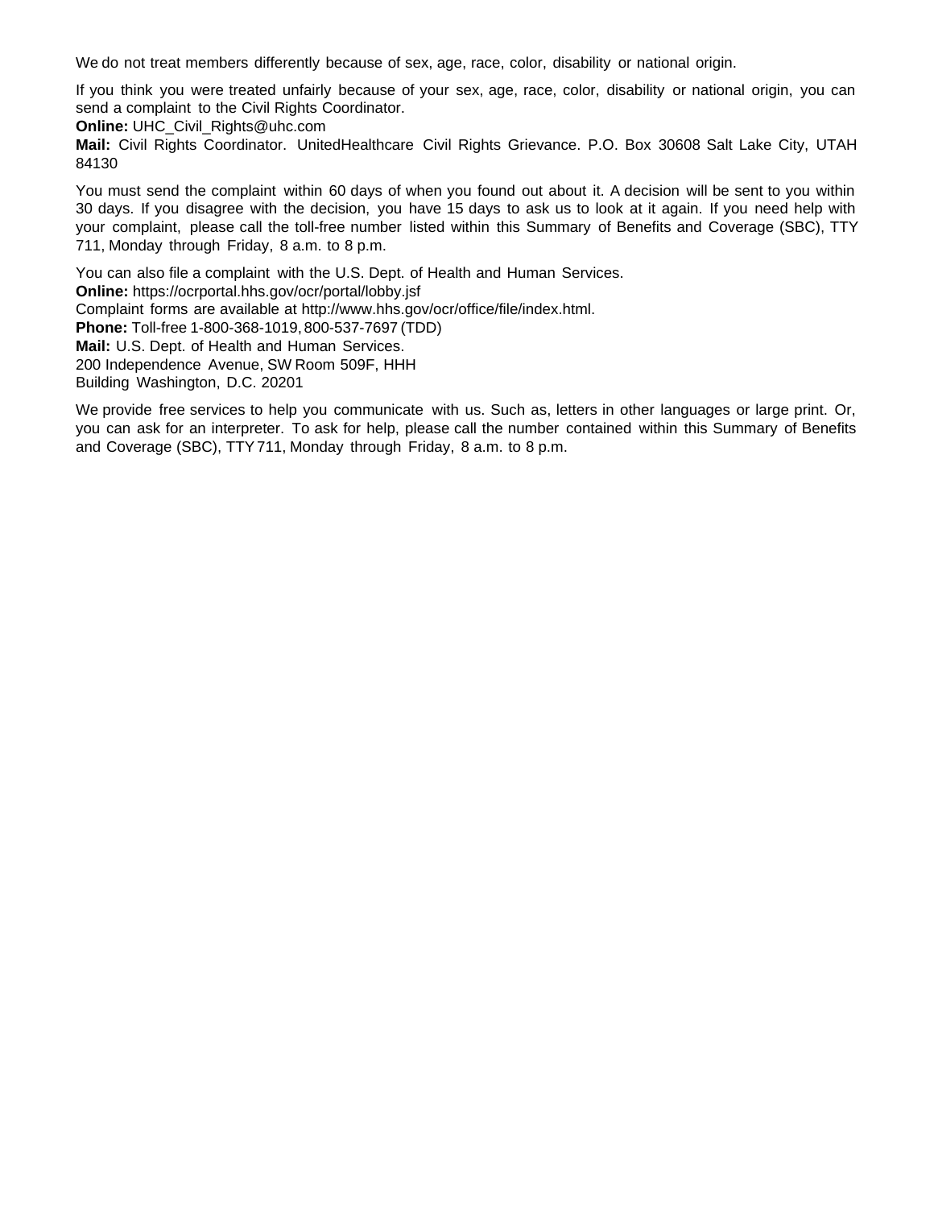We do not treat members differently because of sex, age, race, color, disability or national origin.

If you think you were treated unfairly because of your sex, age, race, color, disability or national origin, you can send a complaint to the Civil Rights Coordinator.
**Online:** UHC_Civil_Rights@uhc.com
**Mail:** Civil Rights Coordinator. UnitedHealthcare Civil Rights Grievance. P.O. Box 30608 Salt Lake City, UTAH 84130

You must send the complaint within 60 days of when you found out about it. A decision will be sent to you within 30 days. If you disagree with the decision, you have 15 days to ask us to look at it again. If you need help with your complaint, please call the toll-free number listed within this Summary of Benefits and Coverage (SBC), TTY 711, Monday through Friday, 8 a.m. to 8 p.m.

You can also file a complaint with the U.S. Dept. of Health and Human Services.
**Online:** https://ocrportal.hhs.gov/ocr/portal/lobby.jsf
Complaint forms are available at http://www.hhs.gov/ocr/office/file/index.html.
**Phone:** Toll-free 1-800-368-1019, 800-537-7697 (TDD)
**Mail:** U.S. Dept. of Health and Human Services.
200 Independence Avenue, SW Room 509F, HHH
Building Washington, D.C. 20201

We provide free services to help you communicate with us. Such as, letters in other languages or large print. Or, you can ask for an interpreter. To ask for help, please call the number contained within this Summary of Benefits and Coverage (SBC), TTY 711, Monday through Friday, 8 a.m. to 8 p.m.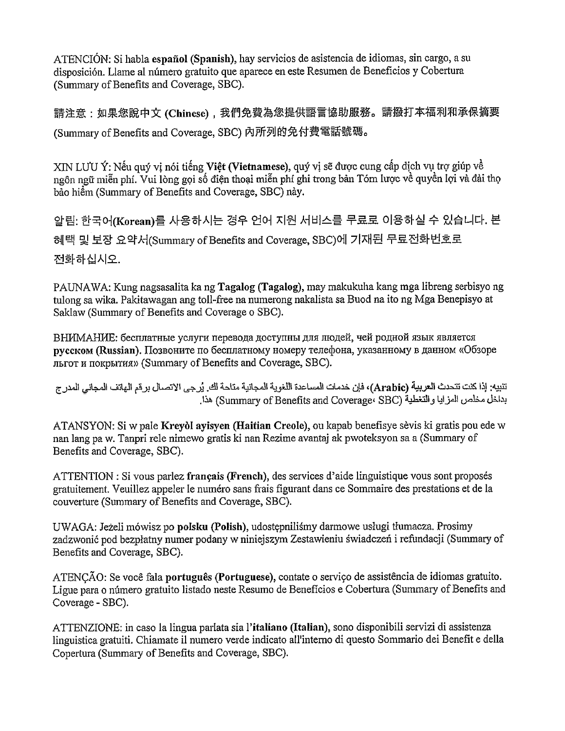ATENCIÓN: Si habla **español (Spanish)**, hay servicios de asistencia de idiomas, sin cargo, a su disposición. Llame al número gratuito que aparece en este Resumen de Beneficios y Cobertura (Summary of Benefits and Coverage, SBC).

請注意：如果您說中文 **(Chinese)**，我們免費為您提供語言協助服務。請撥打本福利和承保摘要 (Summary of Benefits and Coverage, SBC) 內所列的免付費電話號碼。

XIN LƯU Ý: Nếu quý vị nói tiếng **Việt (Vietnamese)**, quý vị sẽ được cung cấp dịch vụ trợ giúp về ngôn ngữ miễn phí. Vui lòng gọi số điện thoại miễn phí ghi trong bản Tóm lược về quyền lợi và đài thọ bảo hiểm (Summary of Benefits and Coverage, SBC) này.

알림: 한국어**(Korean)**를 사용하시는 경우 언어 지원 서비스를 무료로 이용하실 수 있습니다. 본 혜택 및 보장 요약서(Summary of Benefits and Coverage, SBC)에 기재된 무료전화번호로 전화하십시오.

PAUNAWA: Kung nagsasalita ka ng **Tagalog (Tagalog)**, may makukuha kang mga libreng serbisyo ng tulong sa wika. Pakitawagan ang toll-free na numerong nakalista sa Buod na ito ng Mga Benepisyo at Saklaw (Summary of Benefits and Coverage o SBC).

ВНИМАНИЕ: бесплатные услуги перевода доступны для людей, чей родной язык является **русском (Russian)**. Позвоните по бесплатному номеру телефона, указанному в данном «Обзоре льгот и покрытия» (Summary of Benefits and Coverage, SBC).

تنبيه: إذا كنت تتحدث **العربية (Arabic)**، فإن خدمات المساعدة اللغوية المجانية متاحة لك. يُرجى الاتصال برقم الهاتف المجاني المدرج بداخل ملخص المزايا والتغطية (Summary of Benefits and Coverage، SBC) هذا.

ATANSYON: Si w pale **Kreyòl ayisyen (Haitian Creole)**, ou kapab benefisye sèvis ki gratis pou ede w nan lang pa w. Tanpri rele nimewo gratis ki nan Rezime avantaj ak pwoteksyon sa a (Summary of Benefits and Coverage, SBC).

ATTENTION : Si vous parlez **français (French)**, des services d'aide linguistique vous sont proposés gratuitement. Veuillez appeler le numéro sans frais figurant dans ce Sommaire des prestations et de la couverture (Summary of Benefits and Coverage, SBC).

UWAGA: Jeżeli mówisz po **polsku (Polish)**, udostępniliśmy darmowe usługi tłumacza. Prosimy zadzwonić pod bezpłatny numer podany w niniejszym Zestawieniu świadczeń i refundacji (Summary of Benefits and Coverage, SBC).

ATENÇÃO: Se você fala **português (Portuguese)**, contate o serviço de assistência de idiomas gratuito. Ligue para o número gratuito listado neste Resumo de Benefícios e Cobertura (Summary of Benefits and Coverage - SBC).

ATTENZIONE: in caso la lingua parlata sia **l'italiano (Italian)**, sono disponibili servizi di assistenza linguistica gratuiti. Chiamate il numero verde indicato all'interno di questo Sommario dei Benefit e della Copertura (Summary of Benefits and Coverage, SBC).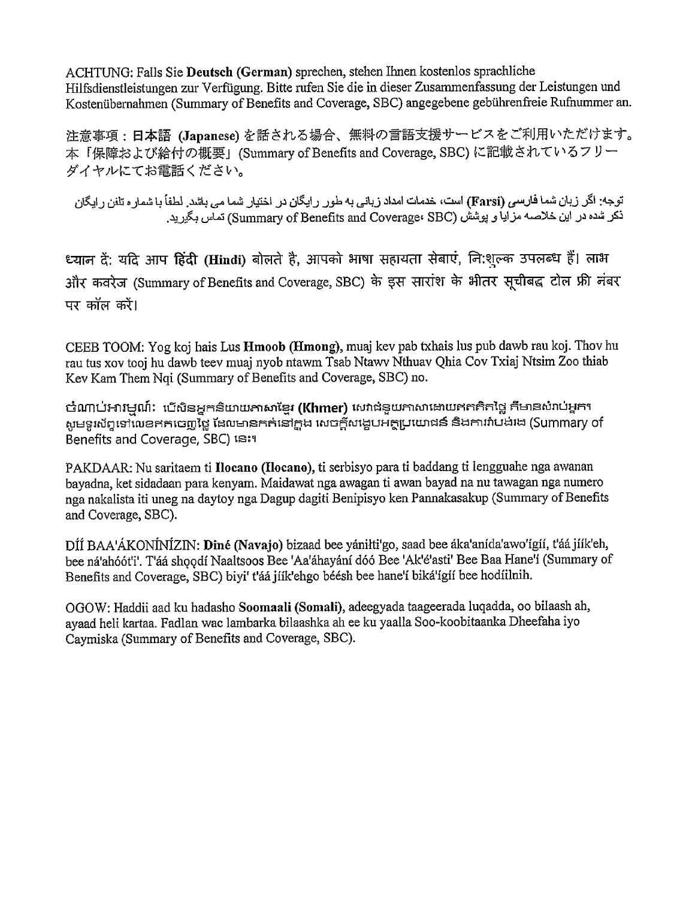ACHTUNG: Falls Sie **Deutsch (German)** sprechen, stehen Ihnen kostenlos sprachliche Hilfsdienstleistungen zur Verfügung. Bitte rufen Sie die in dieser Zusammenfassung der Leistungen und Kostenübernahmen (Summary of Benefits and Coverage, SBC) angegebene gebührenfreie Rufnummer an.

注意事項：**日本語 (Japanese)** を話される場合、無料の言語支援サービスをご利用いただけます。本「保障および給付の概要」(Summary of Benefits and Coverage, SBC) に記載されているフリーダイヤルにてお電話ください。

توجه: اگر زبان شما فارسی **(Farsi)** است، خدمات امداد زبانی به طور رایگان در اختیار شما می باشد. لطفاً با شماره تلفن رایگان ذکر شده در این خلاصه مزایا و پوشش (Summary of Benefits and Coverage، SBC) تماس بگیرید.

ध्यान दें: यदि आप **हिंदी (Hindi)** बोलते है, आपको भाषा सहायता सेवाएं, नि:शुल्क उपलब्ध हैं। लाभ और कवरेज (Summary of Benefits and Coverage, SBC) के इस सारांश के भीतर सूचीबद्ध टोल फ्री नंबर पर कॉल करें।

CEEB TOOM: Yog koj hais Lus **Hmoob (Hmong)**, muaj kev pab txhais lus pub dawb rau koj. Thov hu rau tus xov tooj hu dawb teev muaj nyob ntawm Tsab Ntawv Nthuav Qhia Cov Txiaj Ntsim Zoo thiab Kev Kam Them Nqi (Summary of Benefits and Coverage, SBC) no.

ចំណាប់អារម្មណ៍: បើសិនអ្នកនិយាយភាសាខ្មែរ **(Khmer)** សេវាជំនួយភាសាដោយឥតគិតថ្លៃ គឺមានសំរាប់អ្នក។ សូមទូរស័ព្ទទៅលេខឥតចេញថ្លៃ ដែលមានកត់នៅក្នុង សេចក្តីសង្ខេបអត្ថប្រយោជន៍ និងការរ៉ាប់រង (Summary of Benefits and Coverage, SBC) នេះ។

PAKDAAR: Nu saritaem ti **Ilocano (Ilocano)**, ti serbisyo para ti baddang ti lengguahe nga awanan bayadna, ket sidadaan para kenyam. Maidawat nga awagan ti awan bayad na nu tawagan nga numero nga nakalista iti uneg na daytoy nga Dagup dagiti Benipisyo ken Pannakasakup (Summary of Benefits and Coverage, SBC).

DÍÍ BAA'ÁKONÍNÍZIN: **Diné (Navajo)** bizaad bee yáníłti'go, saad bee áka'anída'awo'ígíí, t'áá jíík'eh, bee ná'ahóót'i'. T'áá shǫǫdí Naaltsoos Bee 'Aa'áhayání dóó Bee 'Ak'é'asti' Bee Baa Hane'í (Summary of Benefits and Coverage, SBC) biyi' t'áá jíík'ehgo béésh bee hane'í biká'ígíí bee hodíílnih.

OGOW: Haddii aad ku hadasho **Soomaali (Somali)**, adeegyada taageerada luqadda, oo bilaash ah, ayaad heli kartaa. Fadlan wac lambarka bilaashka ah ee ku yaalla Soo-koobitaanka Dheefaha iyo Caymiska (Summary of Benefits and Coverage, SBC).